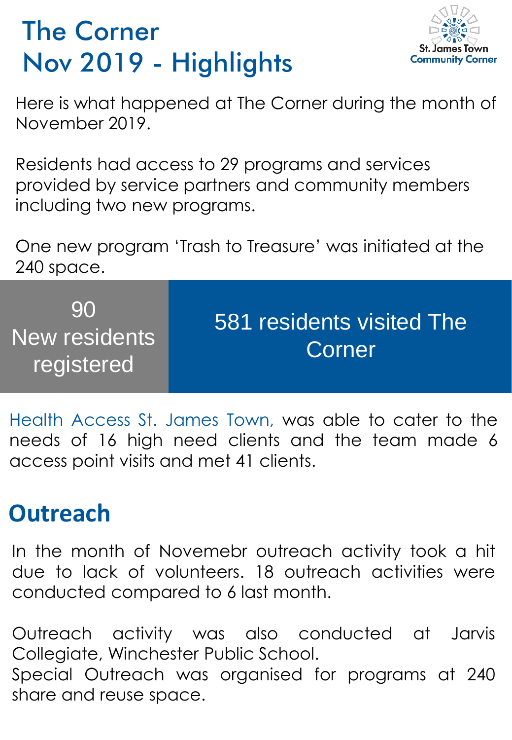# The Corner
# Nov 2019 - Highlights

St. James Town Community Corner

Here is what happened at The Corner during the month of November 2019.

Residents had access to 29 programs and services provided by service partners and community members including two new programs.

One new program 'Trash to Treasure' was initiated at the 240 space.

90
New residents registered

581 residents visited The Corner

Health Access St. James Town, was able to cater to the needs of 16 high need clients and the team made 6 access point visits and met 41 clients.

## Outreach

In the month of Novemebr outreach activity took a hit due to lack of volunteers. 18 outreach activities were conducted compared to 6 last month.

Outreach activity was also conducted at Jarvis Collegiate, Winchester Public School.
Special Outreach was organised for programs at 240 share and reuse space.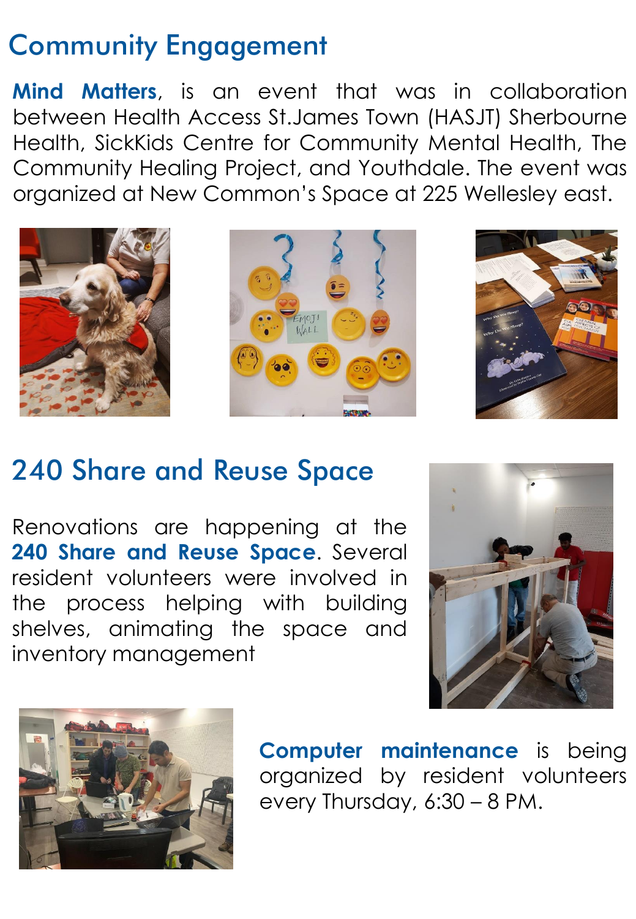## Community Engagement

**Mind Matters**, is an event that was in collaboration between Health Access St.James Town (HASJT) Sherbourne Health, SickKids Centre for Community Mental Health, The Community Healing Project, and Youthdale. The event was organized at New Common's Space at 225 Wellesley east.

## 240 Share and Reuse Space

Renovations are happening at the **240 Share and Reuse Space**. Several resident volunteers were involved in the process helping with building shelves, animating the space and inventory management

**Computer maintenance** is being organized by resident volunteers every Thursday, 6:30 – 8 PM.